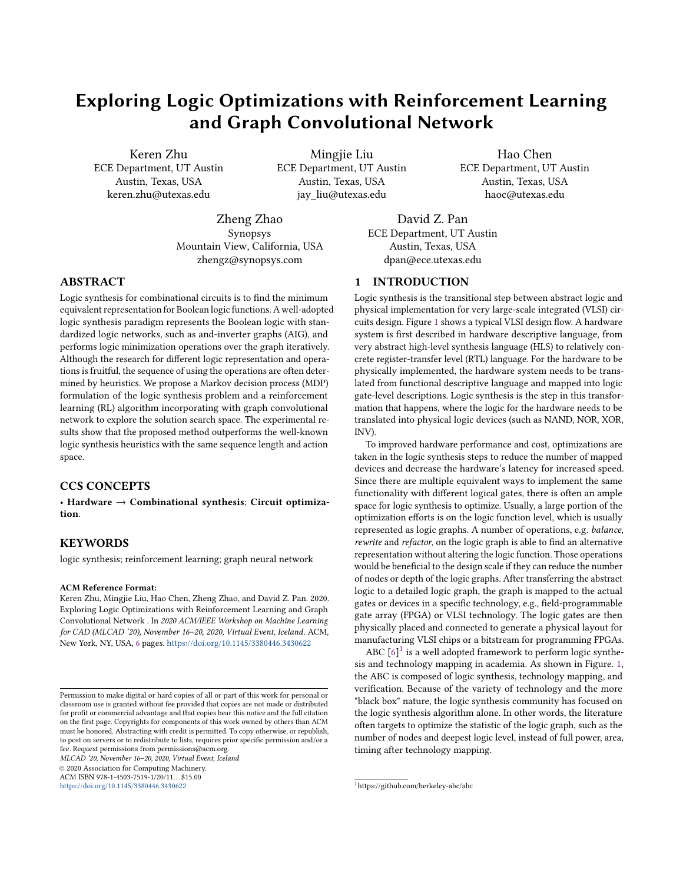# Exploring Logic Optimizations with Reinforcement Learning and Graph Convolutional Network

Keren Zhu
ECE Department, UT Austin
Austin, Texas, USA
keren.zhu@utexas.edu

Mingjie Liu
ECE Department, UT Austin
Austin, Texas, USA
jay_liu@utexas.edu

Hao Chen
ECE Department, UT Austin
Austin, Texas, USA
haoc@utexas.edu

Zheng Zhao
Synopsys
Mountain View, California, USA
zhengz@synopsys.com

David Z. Pan
ECE Department, UT Austin
Austin, Texas, USA
dpan@ece.utexas.edu

## ABSTRACT

Logic synthesis for combinational circuits is to find the minimum equivalent representation for Boolean logic functions. A well-adopted logic synthesis paradigm represents the Boolean logic with standardized logic networks, such as and-inverter graphs (AIG), and performs logic minimization operations over the graph iteratively. Although the research for different logic representation and operations is fruitful, the sequence of using the operations are often determined by heuristics. We propose a Markov decision process (MDP) formulation of the logic synthesis problem and a reinforcement learning (RL) algorithm incorporating with graph convolutional network to explore the solution search space. The experimental results show that the proposed method outperforms the well-known logic synthesis heuristics with the same sequence length and action space.

## CCS CONCEPTS

• **Hardware** → **Combinational synthesis**; **Circuit optimization**.

## KEYWORDS

logic synthesis; reinforcement learning; graph neural network

**ACM Reference Format:**
Keren Zhu, Mingjie Liu, Hao Chen, Zheng Zhao, and David Z. Pan. 2020. Exploring Logic Optimizations with Reinforcement Learning and Graph Convolutional Network . In *2020 ACM/IEEE Workshop on Machine Learning for CAD (MLCAD '20), November 16–20, 2020, Virtual Event, Iceland*. ACM, New York, NY, USA, 6 pages. https://doi.org/10.1145/3380446.3430622

Permission to make digital or hard copies of all or part of this work for personal or classroom use is granted without fee provided that copies are not made or distributed for profit or commercial advantage and that copies bear this notice and the full citation on the first page. Copyrights for components of this work owned by others than ACM must be honored. Abstracting with credit is permitted. To copy otherwise, or republish, to post on servers or to redistribute to lists, requires prior specific permission and/or a fee. Request permissions from permissions@acm.org.
*MLCAD '20, November 16–20, 2020, Virtual Event, Iceland*
© 2020 Association for Computing Machinery.
ACM ISBN 978-1-4503-7519-1/20/11...$15.00
https://doi.org/10.1145/3380446.3430622

## 1 INTRODUCTION

Logic synthesis is the transitional step between abstract logic and physical implementation for very large-scale integrated (VLSI) circuits design. Figure 1 shows a typical VLSI design flow. A hardware system is first described in hardware descriptive language, from very abstract high-level synthesis language (HLS) to relatively concrete register-transfer level (RTL) language. For the hardware to be physically implemented, the hardware system needs to be translated from functional descriptive language and mapped into logic gate-level descriptions. Logic synthesis is the step in this transformation that happens, where the logic for the hardware needs to be translated into physical logic devices (such as NAND, NOR, XOR, INV).

To improved hardware performance and cost, optimizations are taken in the logic synthesis steps to reduce the number of mapped devices and decrease the hardware's latency for increased speed. Since there are multiple equivalent ways to implement the same functionality with different logical gates, there is often an ample space for logic synthesis to optimize. Usually, a large portion of the optimization efforts is on the logic function level, which is usually represented as logic graphs. A number of operations, e.g. *balance*, *rewrite* and *refactor*, on the logic graph is able to find an alternative representation without altering the logic function. Those operations would be beneficial to the design scale if they can reduce the number of nodes or depth of the logic graphs. After transferring the abstract logic to a detailed logic graph, the graph is mapped to the actual gates or devices in a specific technology, e.g., field-programmable gate array (FPGA) or VLSI technology. The logic gates are then physically placed and connected to generate a physical layout for manufacturing VLSI chips or a bitstream for programming FPGAs.

ABC [6][1] is a well adopted framework to perform logic synthesis and technology mapping in academia. As shown in Figure. 1, the ABC is composed of logic synthesis, technology mapping, and verification. Because of the variety of technology and the more "black box" nature, the logic synthesis community has focused on the logic synthesis algorithm alone. In other words, the literature often targets to optimize the statistic of the logic graph, such as the number of nodes and deepest logic level, instead of full power, area, timing after technology mapping.

[1] https://github.com/berkeley-abc/abc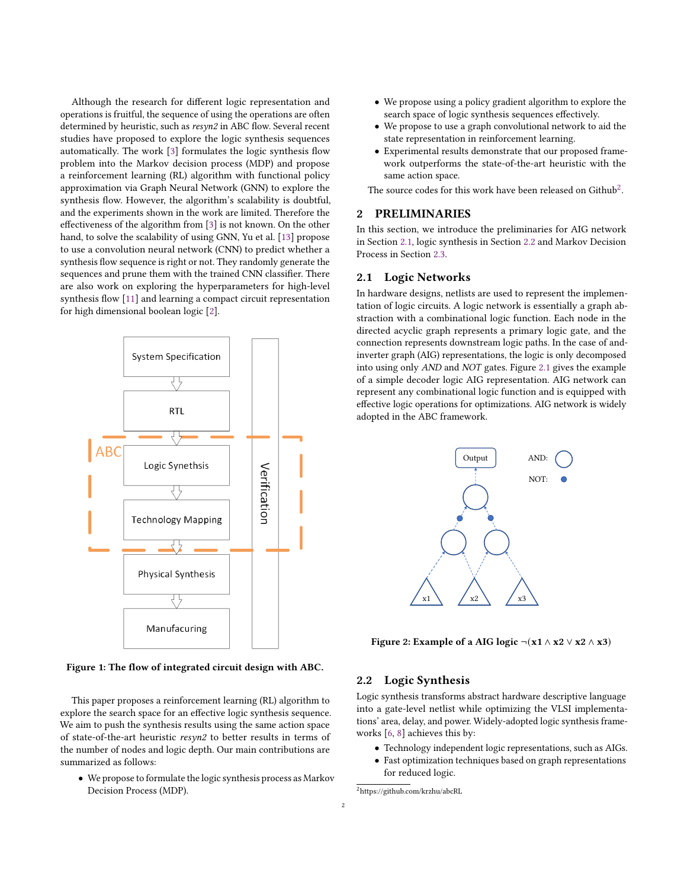Although the research for different logic representation and operations is fruitful, the sequence of using the operations are often determined by heuristic, such as *resyn2* in ABC flow. Several recent studies have proposed to explore the logic synthesis sequences automatically. The work [3] formulates the logic synthesis flow problem into the Markov decision process (MDP) and propose a reinforcement learning (RL) algorithm with functional policy approximation via Graph Neural Network (GNN) to explore the synthesis flow. However, the algorithm's scalability is doubtful, and the experiments shown in the work are limited. Therefore the effectiveness of the algorithm from [3] is not known. On the other hand, to solve the scalability of using GNN, Yu et al. [13] propose to use a convolution neural network (CNN) to predict whether a synthesis flow sequence is right or not. They randomly generate the sequences and prune them with the trained CNN classifier. There are also work on exploring the hyperparameters for high-level synthesis flow [11] and learning a compact circuit representation for high dimensional boolean logic [2].

**Figure 1: The flow of integrated circuit design with ABC.**

This paper proposes a reinforcement learning (RL) algorithm to explore the search space for an effective logic synthesis sequence. We aim to push the synthesis results using the same action space of state-of-the-art heuristic *resyn2* to better results in terms of the number of nodes and logic depth. Our main contributions are summarized as follows:

- We propose to formulate the logic synthesis process as Markov Decision Process (MDP).
- We propose using a policy gradient algorithm to explore the search space of logic synthesis sequences effectively.
- We propose to use a graph convolutional network to aid the state representation in reinforcement learning.
- Experimental results demonstrate that our proposed framework outperforms the state-of-the-art heuristic with the same action space.

The source codes for this work have been released on Github[2].

## 2 PRELIMINARIES

In this section, we introduce the preliminaries for AIG network in Section 2.1, logic synthesis in Section 2.2 and Markov Decision Process in Section 2.3.

### 2.1 Logic Networks

In hardware designs, netlists are used to represent the implementation of logic circuits. A logic network is essentially a graph abstraction with a combinational logic function. Each node in the directed acyclic graph represents a primary logic gate, and the connection represents downstream logic paths. In the case of and-inverter graph (AIG) representations, the logic is only decomposed into using only *AND* and *NOT* gates. Figure 2.1 gives the example of a simple decoder logic AIG representation. AIG network can represent any combinational logic function and is equipped with effective logic operations for optimizations. AIG network is widely adopted in the ABC framework.

**Figure 2: Example of a AIG logic $\neg(\mathbf{x1} \wedge \mathbf{x2} \vee \mathbf{x2} \wedge \mathbf{x3})$**

### 2.2 Logic Synthesis

Logic synthesis transforms abstract hardware descriptive language into a gate-level netlist while optimizing the VLSI implementations' area, delay, and power. Widely-adopted logic synthesis frameworks [6, 8] achieves this by:

- Technology independent logic representations, such as AIGs.
- Fast optimization techniques based on graph representations for reduced logic.

[2] https://github.com/krzhu/abcRL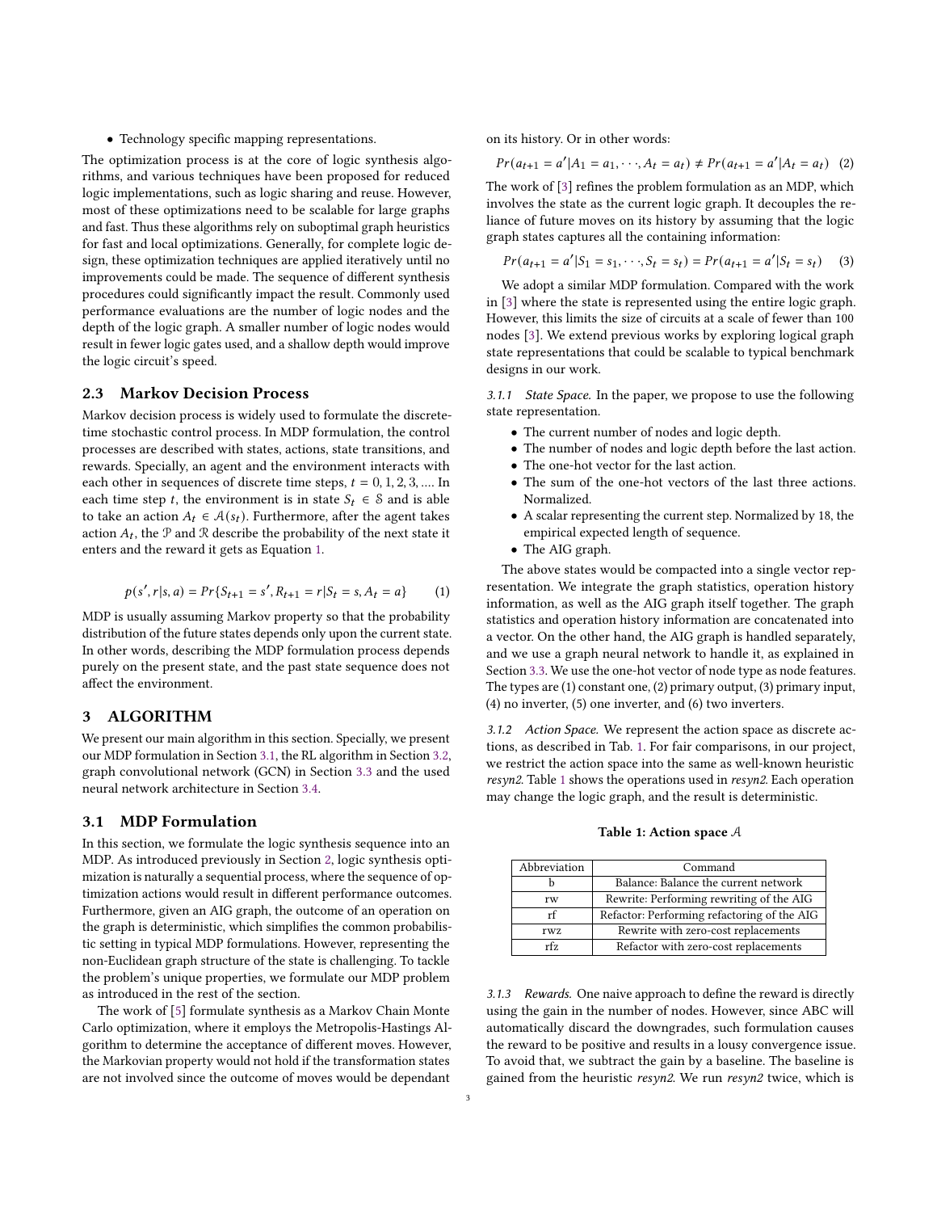- Technology specific mapping representations.

The optimization process is at the core of logic synthesis algorithms, and various techniques have been proposed for reduced logic implementations, such as logic sharing and reuse. However, most of these optimizations need to be scalable for large graphs and fast. Thus these algorithms rely on suboptimal graph heuristics for fast and local optimizations. Generally, for complete logic design, these optimization techniques are applied iteratively until no improvements could be made. The sequence of different synthesis procedures could significantly impact the result. Commonly used performance evaluations are the number of logic nodes and the depth of the logic graph. A smaller number of logic nodes would result in fewer logic gates used, and a shallow depth would improve the logic circuit's speed.

## 2.3 Markov Decision Process

Markov decision process is widely used to formulate the discrete-time stochastic control process. In MDP formulation, the control processes are described with states, actions, state transitions, and rewards. Specially, an agent and the environment interacts with each other in sequences of discrete time steps, $t = 0, 1, 2, 3, \ldots$. In each time step $t$, the environment is in state $S_t \in \mathcal{S}$ and is able to take an action $A_t \in \mathcal{A}(s_t)$. Furthermore, after the agent takes action $A_t$, the $\mathcal{P}$ and $\mathcal{R}$ describe the probability of the next state it enters and the reward it gets as Equation 1.

$$p(s', r|s, a) = Pr\{S_{t+1} = s', R_{t+1} = r | S_t = s, A_t = a\} \quad (1)$$

MDP is usually assuming Markov property so that the probability distribution of the future states depends only upon the current state. In other words, describing the MDP formulation process depends purely on the present state, and the past state sequence does not affect the environment.

# 3 ALGORITHM

We present our main algorithm in this section. Specially, we present our MDP formulation in Section 3.1, the RL algorithm in Section 3.2, graph convolutional network (GCN) in Section 3.3 and the used neural network architecture in Section 3.4.

## 3.1 MDP Formulation

In this section, we formulate the logic synthesis sequence into an MDP. As introduced previously in Section 2, logic synthesis optimization is naturally a sequential process, where the sequence of optimization actions would result in different performance outcomes. Furthermore, given an AIG graph, the outcome of an operation on the graph is deterministic, which simplifies the common probabilistic setting in typical MDP formulations. However, representing the non-Euclidean graph structure of the state is challenging. To tackle the problem's unique properties, we formulate our MDP problem as introduced in the rest of the section.

The work of [5] formulate synthesis as a Markov Chain Monte Carlo optimization, where it employs the Metropolis-Hastings Algorithm to determine the acceptance of different moves. However, the Markovian property would not hold if the transformation states are not involved since the outcome of moves would be dependant on its history. Or in other words:

$$Pr(a_{t+1} = a' | A_1 = a_1, \cdots, A_t = a_t) \neq Pr(a_{t+1} = a' | A_t = a_t) \quad (2)$$

The work of [3] refines the problem formulation as an MDP, which involves the state as the current logic graph. It decouples the reliance of future moves on its history by assuming that the logic graph states captures all the containing information:

$$Pr(a_{t+1} = a' | S_1 = s_1, \cdots, S_t = s_t) = Pr(a_{t+1} = a' | S_t = s_t) \quad (3)$$

We adopt a similar MDP formulation. Compared with the work in [3] where the state is represented using the entire logic graph. However, this limits the size of circuits at a scale of fewer than 100 nodes [3]. We extend previous works by exploring logical graph state representations that could be scalable to typical benchmark designs in our work.

*3.1.1 State Space.* In the paper, we propose to use the following state representation.

- The current number of nodes and logic depth.
- The number of nodes and logic depth before the last action.
- The one-hot vector for the last action.
- The sum of the one-hot vectors of the last three actions. Normalized.
- A scalar representing the current step. Normalized by 18, the empirical expected length of sequence.
- The AIG graph.

The above states would be compacted into a single vector representation. We integrate the graph statistics, operation history information, as well as the AIG graph itself together. The graph statistics and operation history information are concatenated into a vector. On the other hand, the AIG graph is handled separately, and we use a graph neural network to handle it, as explained in Section 3.3. We use the one-hot vector of node type as node features. The types are (1) constant one, (2) primary output, (3) primary input, (4) no inverter, (5) one inverter, and (6) two inverters.

*3.1.2 Action Space.* We represent the action space as discrete actions, as described in Tab. 1. For fair comparisons, in our project, we restrict the action space into the same as well-known heuristic *resyn2*. Table 1 shows the operations used in *resyn2*. Each operation may change the logic graph, and the result is deterministic.

**Table 1: Action space $\mathcal{A}$**

| Abbreviation | Command |
|---|---|
| b | Balance: Balance the current network |
| rw | Rewrite: Performing rewriting of the AIG |
| rf | Refactor: Performing refactoring of the AIG |
| rwz | Rewrite with zero-cost replacements |
| rfz | Refactor with zero-cost replacements |

*3.1.3 Rewards.* One naive approach to define the reward is directly using the gain in the number of nodes. However, since ABC will automatically discard the downgrades, such formulation causes the reward to be positive and results in a lousy convergence issue. To avoid that, we subtract the gain by a baseline. The baseline is gained from the heuristic *resyn2*. We run *resyn2* twice, which is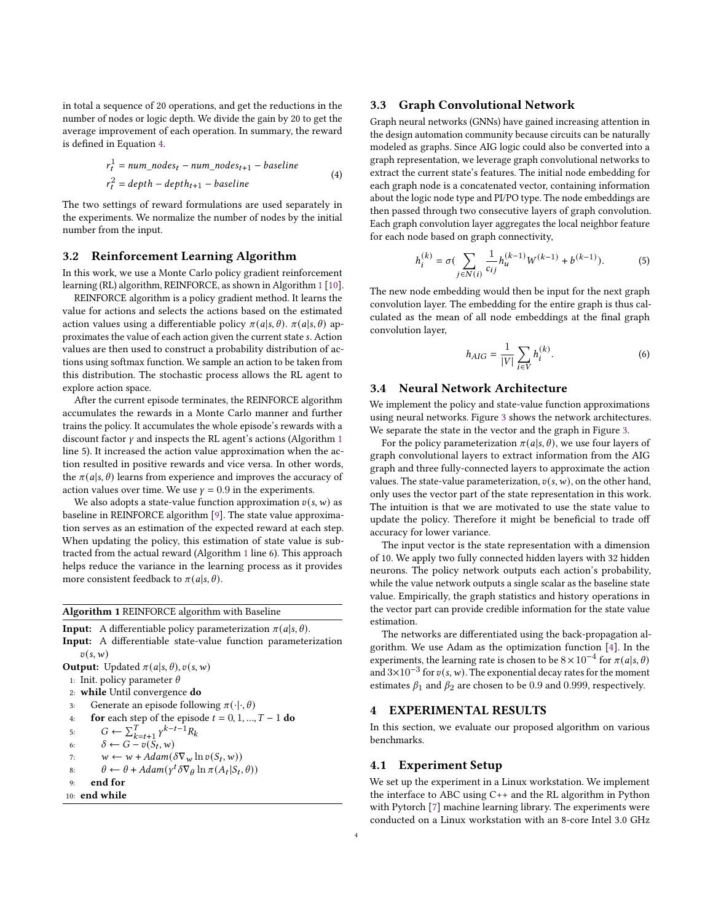in total a sequence of 20 operations, and get the reductions in the number of nodes or logic depth. We divide the gain by 20 to get the average improvement of each operation. In summary, the reward is defined in Equation 4.

$$
\begin{aligned}
r_t^1 &= num\_nodes_t - num\_nodes_{t+1} - baseline \\
r_t^2 &= depth - depth_{t+1} - baseline
\end{aligned}
\tag{4}
$$

The two settings of reward formulations are used separately in the experiments. We normalize the number of nodes by the initial number from the input.

## 3.2 Reinforcement Learning Algorithm

In this work, we use a Monte Carlo policy gradient reinforcement learning (RL) algorithm, REINFORCE, as shown in Algorithm 1 [10].

REINFORCE algorithm is a policy gradient method. It learns the value for actions and selects the actions based on the estimated action values using a differentiable policy $\pi(a|s,\theta)$. $\pi(a|s,\theta)$ approximates the value of each action given the current state $s$. Action values are then used to construct a probability distribution of actions using softmax function. We sample an action to be taken from this distribution. The stochastic process allows the RL agent to explore action space.

After the current episode terminates, the REINFORCE algorithm accumulates the rewards in a Monte Carlo manner and further trains the policy. It accumulates the whole episode's rewards with a discount factor $\gamma$ and inspects the RL agent's actions (Algorithm 1 line 5). It increased the action value approximation when the action resulted in positive rewards and vice versa. In other words, the $\pi(a|s,\theta)$ learns from experience and improves the accuracy of action values over time. We use $\gamma = 0.9$ in the experiments.

We also adopts a state-value function approximation $v(s,w)$ as baseline in REINFORCE algorithm [9]. The state value approximation serves as an estimation of the expected reward at each step. When updating the policy, this estimation of state value is subtracted from the actual reward (Algorithm 1 line 6). This approach helps reduce the variance in the learning process as it provides more consistent feedback to $\pi(a|s,\theta)$.

**Algorithm 1** REINFORCE algorithm with Baseline

**Input:** A differentiable policy parameterization $\pi(a|s,\theta)$.
**Input:** A differentiable state-value function parameterization $v(s,w)$
**Output:** Updated $\pi(a|s,\theta), v(s,w)$

1: Init. policy parameter $\theta$
2: **while** Until convergence **do**
3: Generate an episode following $\pi(\cdot|\cdot,\theta)$
4: **for** each step of the episode $t = 0, 1, ..., T-1$ **do**
5: $G \leftarrow \sum_{k=t+1}^{T} \gamma^{k-t-1} R_k$
6: $\delta \leftarrow G - v(S_t, w)$
7: $w \leftarrow w + Adam(\delta \nabla_w \ln v(S_t, w))$
8: $\theta \leftarrow \theta + Adam(\gamma^t \delta \nabla_\theta \ln \pi(A_t|S_t,\theta))$
9: **end for**
10: **end while**

## 3.3 Graph Convolutional Network

Graph neural networks (GNNs) have gained increasing attention in the design automation community because circuits can be naturally modeled as graphs. Since AIG logic could also be converted into a graph representation, we leverage graph convolutional networks to extract the current state's features. The initial node embedding for each graph node is a concatenated vector, containing information about the logic node type and PI/PO type. The node embeddings are then passed through two consecutive layers of graph convolution. Each graph convolution layer aggregates the local neighbor feature for each node based on graph connectivity,

$$h_i^{(k)} = \sigma\Big(\sum_{j \in N(i)} \frac{1}{c_{ij}} h_u^{(k-1)} W^{(k-1)} + b^{(k-1)}\Big). \tag{5}$$

The new node embedding would then be input for the next graph convolution layer. The embedding for the entire graph is thus calculated as the mean of all node embeddings at the final graph convolution layer,

$$h_{AIG} = \frac{1}{|V|} \sum_{i \in V} h_i^{(k)}. \tag{6}$$

## 3.4 Neural Network Architecture

We implement the policy and state-value function approximations using neural networks. Figure 3 shows the network architectures. We separate the state in the vector and the graph in Figure 3.

For the policy parameterization $\pi(a|s,\theta)$, we use four layers of graph convolutional layers to extract information from the AIG graph and three fully-connected layers to approximate the action values. The state-value parameterization, $v(s,w)$, on the other hand, only uses the vector part of the state representation in this work. The intuition is that we are motivated to use the state value to update the policy. Therefore it might be beneficial to trade off accuracy for lower variance.

The input vector is the state representation with a dimension of 10. We apply two fully connected hidden layers with 32 hidden neurons. The policy network outputs each action's probability, while the value network outputs a single scalar as the baseline state value. Empirically, the graph statistics and history operations in the vector part can provide credible information for the state value estimation.

The networks are differentiated using the back-propagation algorithm. We use Adam as the optimization function [4]. In the experiments, the learning rate is chosen to be $8 \times 10^{-4}$ for $\pi(a|s,\theta)$ and $3 \times 10^{-3}$ for $v(s,w)$. The exponential decay rates for the moment estimates $\beta_1$ and $\beta_2$ are chosen to be 0.9 and 0.999, respectively.

# 4 EXPERIMENTAL RESULTS

In this section, we evaluate our proposed algorithm on various benchmarks.

## 4.1 Experiment Setup

We set up the experiment in a Linux workstation. We implement the interface to ABC using C++ and the RL algorithm in Python with Pytorch [7] machine learning library. The experiments were conducted on a Linux workstation with an 8-core Intel 3.0 GHz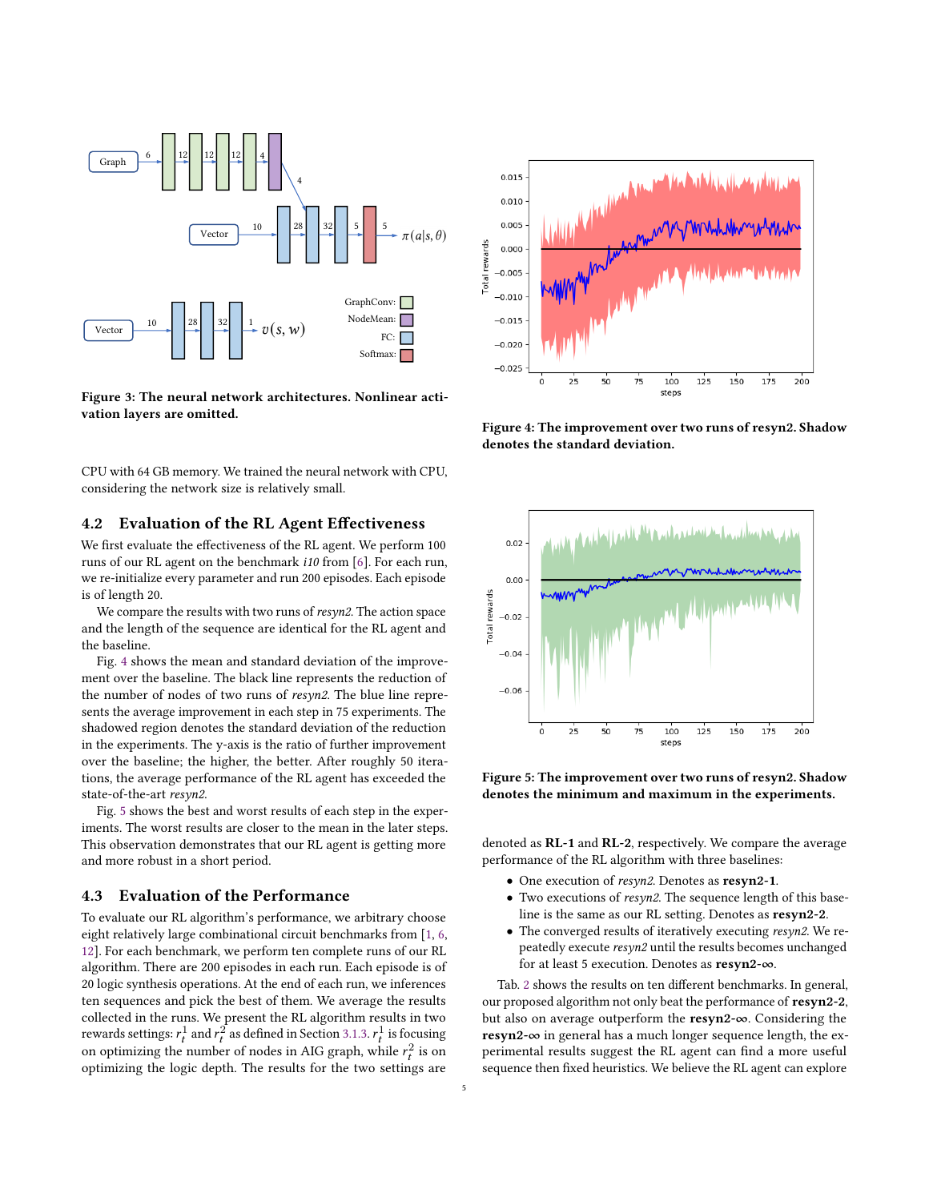Figure 3: The neural network architectures. Nonlinear activation layers are omitted.

CPU with 64 GB memory. We trained the neural network with CPU, considering the network size is relatively small.

## 4.2 Evaluation of the RL Agent Effectiveness

We first evaluate the effectiveness of the RL agent. We perform 100 runs of our RL agent on the benchmark *i10* from [6]. For each run, we re-initialize every parameter and run 200 episodes. Each episode is of length 20.

We compare the results with two runs of *resyn2*. The action space and the length of the sequence are identical for the RL agent and the baseline.

Fig. 4 shows the mean and standard deviation of the improvement over the baseline. The black line represents the reduction of the number of nodes of two runs of *resyn2*. The blue line represents the average improvement in each step in 75 experiments. The shadowed region denotes the standard deviation of the reduction in the experiments. The y-axis is the ratio of further improvement over the baseline; the higher, the better. After roughly 50 iterations, the average performance of the RL agent has exceeded the state-of-the-art *resyn2*.

Fig. 5 shows the best and worst results of each step in the experiments. The worst results are closer to the mean in the later steps. This observation demonstrates that our RL agent is getting more and more robust in a short period.

## 4.3 Evaluation of the Performance

To evaluate our RL algorithm's performance, we arbitrary choose eight relatively large combinational circuit benchmarks from [1, 6, 12]. For each benchmark, we perform ten complete runs of our RL algorithm. There are 200 episodes in each run. Each episode is of 20 logic synthesis operations. At the end of each run, we inferences ten sequences and pick the best of them. We average the results collected in the runs. We present the RL algorithm results in two rewards settings: $r_t^1$ and $r_t^2$ as defined in Section 3.1.3. $r_t^1$ is focusing on optimizing the number of nodes in AIG graph, while $r_t^2$ is on optimizing the logic depth. The results for the two settings are

Figure 4: The improvement over two runs of resyn2. Shadow denotes the standard deviation.

Figure 5: The improvement over two runs of resyn2. Shadow denotes the minimum and maximum in the experiments.

denoted as **RL-1** and **RL-2**, respectively. We compare the average performance of the RL algorithm with three baselines:

- One execution of *resyn2*. Denotes as **resyn2-1**.
- Two executions of *resyn2*. The sequence length of this baseline is the same as our RL setting. Denotes as **resyn2-2**.
- The converged results of iteratively executing *resyn2*. We repeatedly execute *resyn2* until the results becomes unchanged for at least 5 execution. Denotes as **resyn2-∞**.

Tab. 2 shows the results on ten different benchmarks. In general, our proposed algorithm not only beat the performance of **resyn2-2**, but also on average outperform the **resyn2-∞**. Considering the **resyn2-∞** in general has a much longer sequence length, the experimental results suggest the RL agent can find a more useful sequence then fixed heuristics. We believe the RL agent can explore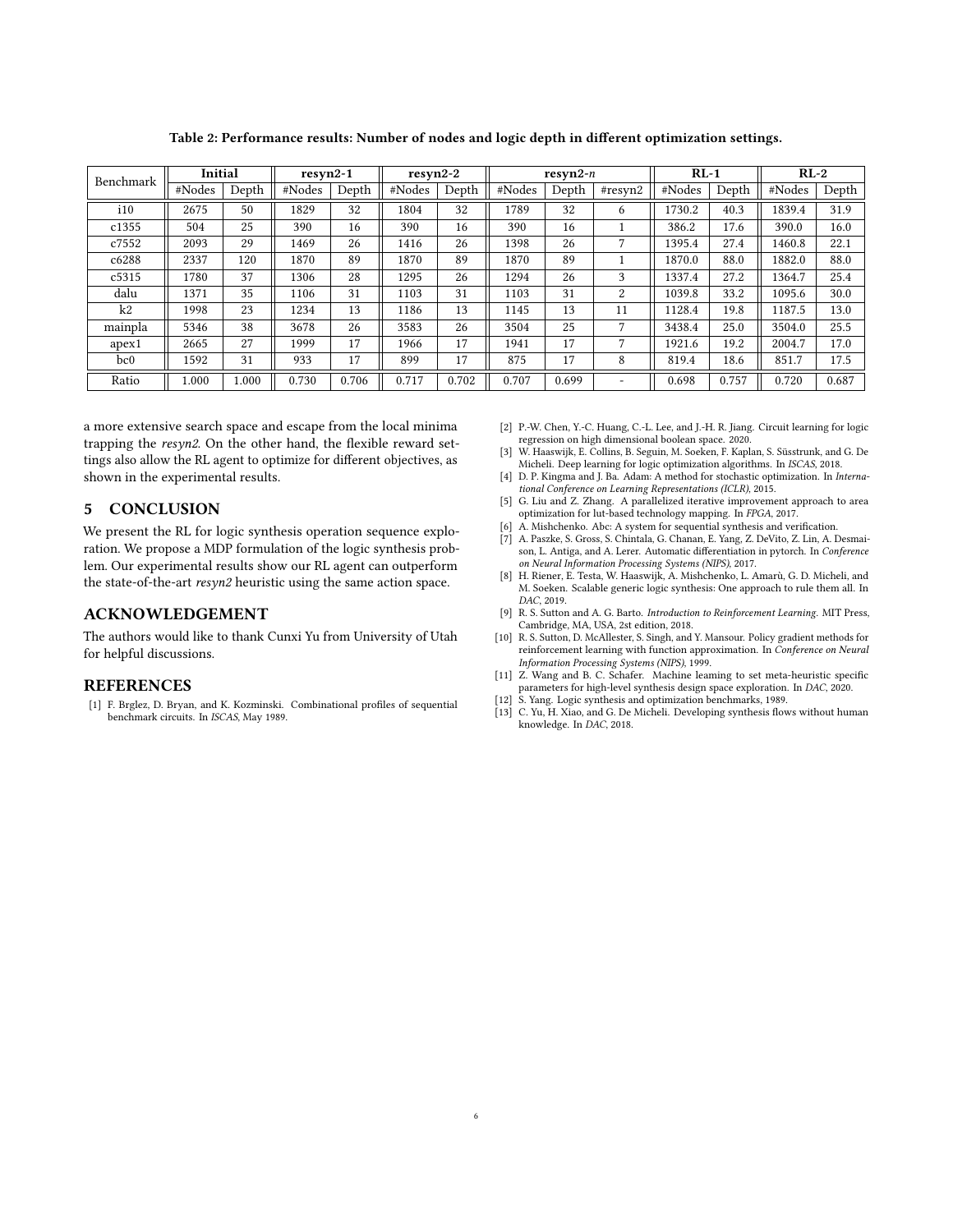Table 2: Performance results: Number of nodes and logic depth in different optimization settings.

| Benchmark | Initial | | resyn2-1 | | resyn2-2 | | resyn2-$n$ | | | RL-1 | | RL-2 | |
|---|---|---|---|---|---|---|---|---|---|---|---|---|---|
| | #Nodes | Depth | #Nodes | Depth | #Nodes | Depth | #Nodes | Depth | #resyn2 | #Nodes | Depth | #Nodes | Depth |
| i10 | 2675 | 50 | 1829 | 32 | 1804 | 32 | 1789 | 32 | 6 | 1730.2 | 40.3 | 1839.4 | 31.9 |
| c1355 | 504 | 25 | 390 | 16 | 390 | 16 | 390 | 16 | 1 | 386.2 | 17.6 | 390.0 | 16.0 |
| c7552 | 2093 | 29 | 1469 | 26 | 1416 | 26 | 1398 | 26 | 7 | 1395.4 | 27.4 | 1460.8 | 22.1 |
| c6288 | 2337 | 120 | 1870 | 89 | 1870 | 89 | 1870 | 89 | 1 | 1870.0 | 88.0 | 1882.0 | 88.0 |
| c5315 | 1780 | 37 | 1306 | 28 | 1295 | 26 | 1294 | 26 | 3 | 1337.4 | 27.2 | 1364.7 | 25.4 |
| dalu | 1371 | 35 | 1106 | 31 | 1103 | 31 | 1103 | 31 | 2 | 1039.8 | 33.2 | 1095.6 | 30.0 |
| k2 | 1998 | 23 | 1234 | 13 | 1186 | 13 | 1145 | 13 | 11 | 1128.4 | 19.8 | 1187.5 | 13.0 |
| mainpla | 5346 | 38 | 3678 | 26 | 3583 | 26 | 3504 | 25 | 7 | 3438.4 | 25.0 | 3504.0 | 25.5 |
| apex1 | 2665 | 27 | 1999 | 17 | 1966 | 17 | 1941 | 17 | 7 | 1921.6 | 19.2 | 2004.7 | 17.0 |
| bc0 | 1592 | 31 | 933 | 17 | 899 | 17 | 875 | 17 | 8 | 819.4 | 18.6 | 851.7 | 17.5 |
| Ratio | 1.000 | 1.000 | 0.730 | 0.706 | 0.717 | 0.702 | 0.707 | 0.699 | - | 0.698 | 0.757 | 0.720 | 0.687 |

a more extensive search space and escape from the local minima trapping the *resyn2*. On the other hand, the flexible reward settings also allow the RL agent to optimize for different objectives, as shown in the experimental results.

# 5 CONCLUSION

We present the RL for logic synthesis operation sequence exploration. We propose a MDP formulation of the logic synthesis problem. Our experimental results show our RL agent can outperform the state-of-the-art *resyn2* heuristic using the same action space.

# ACKNOWLEDGEMENT

The authors would like to thank Cunxi Yu from University of Utah for helpful discussions.

# REFERENCES

[1] F. Brglez, D. Bryan, and K. Kozminski. Combinational profiles of sequential benchmark circuits. In *ISCAS*, May 1989.

[2] P.-W. Chen, Y.-C. Huang, C.-L. Lee, and J.-H. R. Jiang. Circuit learning for logic regression on high dimensional boolean space. 2020.

[3] W. Haaswijk, E. Collins, B. Seguin, M. Soeken, F. Kaplan, S. Süsstrunk, and G. De Micheli. Deep learning for logic optimization algorithms. In *ISCAS*, 2018.

[4] D. P. Kingma and J. Ba. Adam: A method for stochastic optimization. In *International Conference on Learning Representations (ICLR)*, 2015.

[5] G. Liu and Z. Zhang. A parallelized iterative improvement approach to area optimization for lut-based technology mapping. In *FPGA*, 2017.

[6] A. Mishchenko. Abc: A system for sequential synthesis and verification.

[7] A. Paszke, S. Gross, S. Chintala, G. Chanan, E. Yang, Z. DeVito, Z. Lin, A. Desmaison, L. Antiga, and A. Lerer. Automatic differentiation in pytorch. In *Conference on Neural Information Processing Systems (NIPS)*, 2017.

[8] H. Riener, E. Testa, W. Haaswijk, A. Mishchenko, L. Amarù, G. D. Micheli, and M. Soeken. Scalable generic logic synthesis: One approach to rule them all. In *DAC*, 2019.

[9] R. S. Sutton and A. G. Barto. *Introduction to Reinforcement Learning*. MIT Press, Cambridge, MA, USA, 2st edition, 2018.

[10] R. S. Sutton, D. McAllester, S. Singh, and Y. Mansour. Policy gradient methods for reinforcement learning with function approximation. In *Conference on Neural Information Processing Systems (NIPS)*, 1999.

[11] Z. Wang and B. C. Schafer. Machine leaming to set meta-heuristic specific parameters for high-level synthesis design space exploration. In *DAC*, 2020.

[12] S. Yang. Logic synthesis and optimization benchmarks, 1989.

[13] C. Yu, H. Xiao, and G. De Micheli. Developing synthesis flows without human knowledge. In *DAC*, 2018.